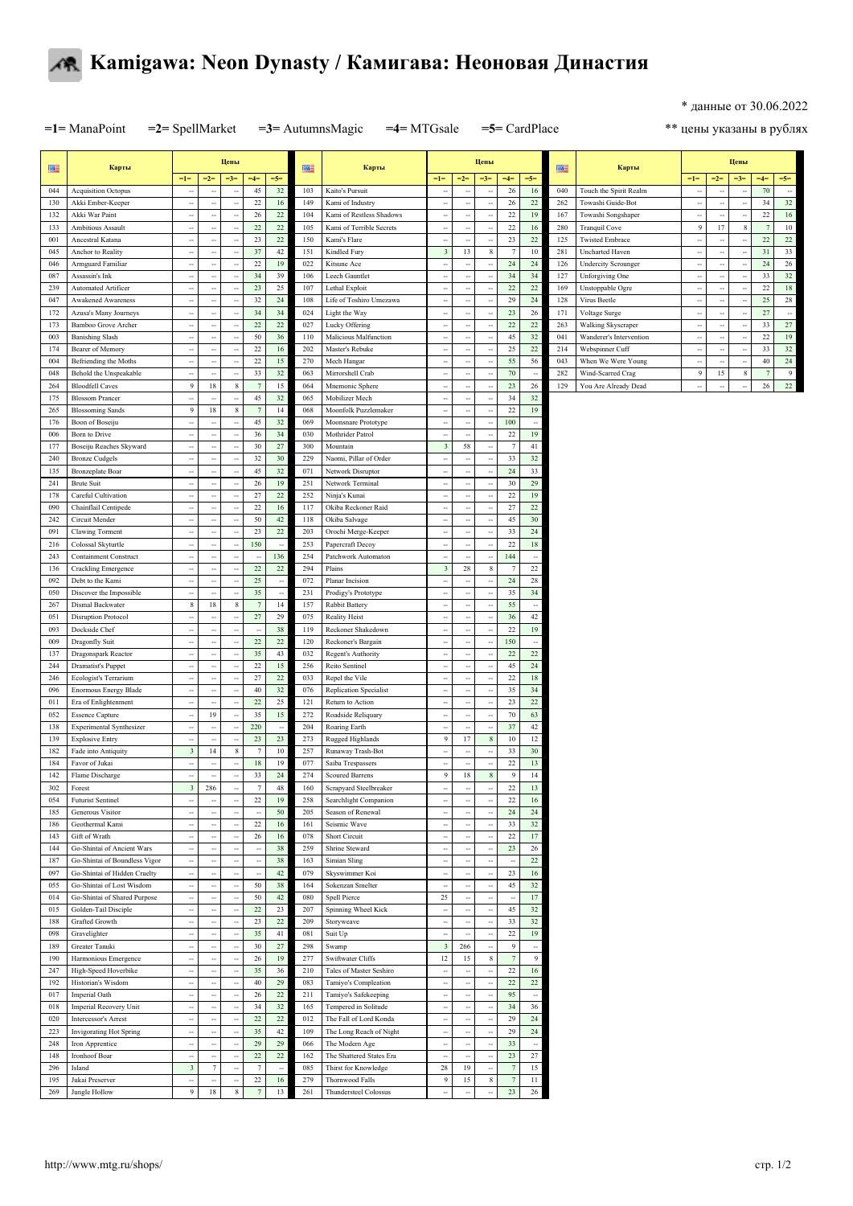# Kamigawa: Neon Dynasty / Камигава: Неоновая Династия

\* данные от 30.06.2022

=1= ManaPoint =2= SpellMarket =3= AutumnsMagic =4= MTGsale =5= CardPlace

\*\* цены указаны в рублях

| № | Карты | =1= | =2= | =3= | =4= | =5= |
|---|---|---|---|---|---|---|
| 044 | Acquisition Octopus | -- | -- | -- | 45 | 32 |
| 130 | Akki Ember-Keeper | -- | -- | -- | 22 | 16 |
| 132 | Akki War Paint | -- | -- | -- | 26 | 22 |
| 133 | Ambitious Assault | -- | -- | -- | 22 | 22 |
| 001 | Ancestral Katana | -- | -- | -- | 23 | 22 |
| 045 | Anchor to Reality | -- | -- | -- | 37 | 42 |
| 046 | Armguard Familiar | -- | -- | -- | 22 | 19 |
| 087 | Assassin's Ink | -- | -- | -- | 34 | 39 |
| 239 | Automated Artificer | -- | -- | -- | 23 | 25 |
| 047 | Awakened Awareness | -- | -- | -- | 32 | 24 |
| 172 | Azusa's Many Journeys | -- | -- | -- | 34 | 34 |
| 173 | Bamboo Grove Archer | -- | -- | -- | 22 | 22 |
| 003 | Banishing Slash | -- | -- | -- | 50 | 36 |
| 174 | Bearer of Memory | -- | -- | -- | 22 | 16 |
| 004 | Befriending the Moths | -- | -- | -- | 22 | 15 |
| 048 | Behold the Unspeakable | -- | -- | -- | 33 | 32 |
| 264 | Bloodfell Caves | 9 | 18 | 8 | 7 | 15 |
| 175 | Blossom Prancer | -- | -- | -- | 45 | 32 |
| 265 | Blossoming Sands | 9 | 18 | 8 | 7 | 14 |
| 176 | Boon of Boseiju | -- | -- | -- | 45 | 32 |
| 006 | Born to Drive | -- | -- | -- | 36 | 34 |
| 177 | Boseiju Reaches Skyward | -- | -- | -- | 30 | 27 |
| 240 | Bronze Cudgels | -- | -- | -- | 32 | 30 |
| 135 | Bronzeplate Boar | -- | -- | -- | 45 | 32 |
| 241 | Brute Suit | -- | -- | -- | 26 | 19 |
| 178 | Careful Cultivation | -- | -- | -- | 27 | 22 |
| 090 | Chainflail Centipede | -- | -- | -- | 22 | 16 |
| 242 | Circuit Mender | -- | -- | -- | 50 | 42 |
| 091 | Clawing Torment | -- | -- | -- | 23 | 22 |
| 216 | Colossal Skyturtle | -- | -- | -- | 150 | -- |
| 243 | Containment Construct | -- | -- | -- | -- | 136 |
| 136 | Crackling Emergence | -- | -- | -- | 22 | 22 |
| 092 | Debt to the Kami | -- | -- | -- | 25 | -- |
| 050 | Discover the Impossible | -- | -- | -- | 35 | -- |
| 267 | Dismal Backwater | 8 | 18 | 8 | 7 | 14 |
| 051 | Disruption Protocol | -- | -- | -- | 27 | 29 |
| 093 | Dockside Chef | -- | -- | -- | -- | 38 |
| 009 | Dragonfly Suit | -- | -- | -- | 22 | 22 |
| 137 | Dragonspark Reactor | -- | -- | -- | 35 | 43 |
| 244 | Dramatist's Puppet | -- | -- | -- | 22 | 15 |
| 246 | Ecologist's Terrarium | -- | -- | -- | 27 | 22 |
| 096 | Enormous Energy Blade | -- | -- | -- | 40 | 32 |
| 011 | Era of Enlightenment | -- | -- | -- | 22 | 25 |
| 052 | Essence Capture | -- | 19 | -- | 35 | 15 |
| 138 | Experimental Synthesizer | -- | -- | -- | 220 | -- |
| 139 | Explosive Entry | -- | -- | -- | 23 | 23 |
| 182 | Fade into Antiquity | 3 | 14 | 8 | 7 | 10 |
| 184 | Favor of Jukai | -- | -- | -- | 18 | 19 |
| 142 | Flame Discharge | -- | -- | -- | 33 | 24 |
| 302 | Forest | 3 | 286 | -- | 7 | 48 |
| 054 | Futurist Sentinel | -- | -- | -- | 22 | 19 |
| 185 | Generous Visitor | -- | -- | -- | -- | 50 |
| 186 | Geothermal Kami | -- | -- | -- | 22 | 16 |
| 143 | Gift of Wrath | -- | -- | -- | 26 | 16 |
| 144 | Go-Shintai of Ancient Wars | -- | -- | -- | -- | 38 |
| 187 | Go-Shintai of Boundless Vigor | -- | -- | -- | -- | 38 |
| 097 | Go-Shintai of Hidden Cruelty | -- | -- | -- | -- | 42 |
| 055 | Go-Shintai of Lost Wisdom | -- | -- | -- | 50 | 38 |
| 014 | Go-Shintai of Shared Purpose | -- | -- | -- | 50 | 42 |
| 015 | Golden-Tail Disciple | -- | -- | -- | 22 | 23 |
| 188 | Grafted Growth | -- | -- | -- | 23 | 22 |
| 098 | Gravelighter | -- | -- | -- | 35 | 41 |
| 189 | Greater Tanuki | -- | -- | -- | 30 | 27 |
| 190 | Harmonious Emergence | -- | -- | -- | 26 | 19 |
| 247 | High-Speed Hoverbike | -- | -- | -- | 35 | 36 |
| 192 | Historian's Wisdom | -- | -- | -- | 40 | 29 |
| 017 | Imperial Oath | -- | -- | -- | 26 | 22 |
| 018 | Imperial Recovery Unit | -- | -- | -- | 34 | 32 |
| 020 | Intercessor's Arrest | -- | -- | -- | 22 | 22 |
| 223 | Invigorating Hot Spring | -- | -- | -- | 35 | 42 |
| 248 | Iron Apprentice | -- | -- | -- | 29 | 29 |
| 148 | Ironhoof Boar | -- | -- | -- | 22 | 22 |
| 296 | Island | 3 | 7 | -- | 7 | -- |
| 195 | Jukai Preserver | -- | -- | -- | 22 | 16 |
| 269 | Jungle Hollow | 9 | 18 | 8 | 7 | 13 |
| 103 | Kaito's Pursuit | -- | -- | -- | 26 | 16 |
| 149 | Kami of Industry | -- | -- | -- | 26 | 22 |
| 104 | Kami of Restless Shadows | -- | -- | -- | 22 | 19 |
| 105 | Kami of Terrible Secrets | -- | -- | -- | 22 | 16 |
| 150 | Kami's Flare | -- | -- | -- | 23 | 22 |
| 151 | Kindled Fury | 3 | 13 | 8 | 7 | 10 |
| 022 | Kitsune Ace | -- | -- | -- | 24 | 24 |
| 106 | Leech Gauntlet | -- | -- | -- | 34 | 34 |
| 107 | Lethal Exploit | -- | -- | -- | 22 | 22 |
| 108 | Life of Toshiro Umezawa | -- | -- | -- | 29 | 24 |
| 024 | Light the Way | -- | -- | -- | 23 | 26 |
| 027 | Lucky Offering | -- | -- | -- | 22 | 22 |
| 110 | Malicious Malfunction | -- | -- | -- | 45 | 32 |
| 202 | Master's Rebuke | -- | -- | -- | 25 | 22 |
| 270 | Mech Hangar | -- | -- | -- | 55 | 56 |
| 063 | Mirrorshell Crab | -- | -- | -- | 70 | -- |
| 064 | Mnemonic Sphere | -- | -- | -- | 23 | 26 |
| 065 | Mobilizer Mech | -- | -- | -- | 34 | 32 |
| 068 | Moonfolk Puzzlemaker | -- | -- | -- | 22 | 19 |
| 069 | Moonsnare Prototype | -- | -- | -- | 100 | -- |
| 030 | Mothrider Patrol | -- | -- | -- | 22 | 19 |
| 300 | Mountain | 3 | 58 | -- | 7 | 41 |
| 229 | Naomi, Pillar of Order | -- | -- | -- | 33 | 32 |
| 071 | Network Disruptor | -- | -- | -- | 24 | 33 |
| 251 | Network Terminal | -- | -- | -- | 30 | 29 |
| 252 | Ninja's Kunai | -- | -- | -- | 22 | 19 |
| 117 | Okiba Reckoner Raid | -- | -- | -- | 27 | 22 |
| 118 | Okiba Salvage | -- | -- | -- | 45 | 30 |
| 203 | Orochi Merge-Keeper | -- | -- | -- | 33 | 24 |
| 253 | Papercraft Decoy | -- | -- | -- | 22 | 18 |
| 254 | Patchwork Automaton | -- | -- | -- | 144 | -- |
| 294 | Plains | 3 | 28 | 8 | 7 | 22 |
| 072 | Planar Incision | -- | -- | -- | 24 | 28 |
| 231 | Prodigy's Prototype | -- | -- | -- | 35 | 34 |
| 157 | Rabbit Battery | -- | -- | -- | 55 | -- |
| 075 | Reality Heist | -- | -- | -- | 36 | 42 |
| 119 | Reckoner Shakedown | -- | -- | -- | 22 | 19 |
| 120 | Reckoner's Bargain | -- | -- | -- | 150 | -- |
| 032 | Regent's Authority | -- | -- | -- | 22 | 22 |
| 256 | Reito Sentinel | -- | -- | -- | 45 | 24 |
| 033 | Repel the Vile | -- | -- | -- | 22 | 18 |
| 076 | Replication Specialist | -- | -- | -- | 35 | 34 |
| 121 | Return to Action | -- | -- | -- | 23 | 22 |
| 272 | Roadside Reliquary | -- | -- | -- | 70 | 63 |
| 204 | Roaring Earth | -- | -- | -- | 37 | 42 |
| 273 | Rugged Highlands | 9 | 17 | 8 | 10 | 12 |
| 257 | Runaway Trash-Bot | -- | -- | -- | 33 | 30 |
| 077 | Saiba Trespassers | -- | -- | -- | 22 | 13 |
| 274 | Scoured Barrens | 9 | 18 | 8 | 9 | 14 |
| 160 | Scrapyard Steelbreaker | -- | -- | -- | 22 | 13 |
| 258 | Searchlight Companion | -- | -- | -- | 22 | 16 |
| 205 | Season of Renewal | -- | -- | -- | 24 | 24 |
| 161 | Seismic Wave | -- | -- | -- | 33 | 32 |
| 078 | Short Circuit | -- | -- | -- | 22 | 17 |
| 259 | Shrine Steward | -- | -- | -- | 23 | 26 |
| 163 | Simian Sling | -- | -- | -- | -- | 22 |
| 079 | Skyswimmer Koi | -- | -- | -- | 23 | 16 |
| 164 | Sokenzan Smelter | -- | -- | -- | 45 | 32 |
| 080 | Spell Pierce | 25 | -- | -- | -- | 17 |
| 207 | Spinning Wheel Kick | -- | -- | -- | 45 | 32 |
| 209 | Storyweave | -- | -- | -- | 33 | 32 |
| 081 | Suit Up | -- | -- | -- | 22 | 19 |
| 298 | Swamp | 3 | 266 | -- | 9 | -- |
| 277 | Swiftwater Cliffs | 12 | 15 | 8 | 7 | 9 |
| 210 | Tales of Master Seshiro | -- | -- | -- | 22 | 16 |
| 083 | Tamiyo's Compleation | -- | -- | -- | 22 | 22 |
| 211 | Tamiyo's Safekeeping | -- | -- | -- | 95 | -- |
| 165 | Tempered in Solitude | -- | -- | -- | 34 | 36 |
| 012 | The Fall of Lord Konda | -- | -- | -- | 29 | 24 |
| 109 | The Long Reach of Night | -- | -- | -- | 29 | 24 |
| 066 | The Modern Age | -- | -- | -- | 33 | -- |
| 162 | The Shattered States Era | -- | -- | -- | 23 | 27 |
| 085 | Thirst for Knowledge | 28 | 19 | -- | 7 | 15 |
| 279 | Thornwood Falls | 9 | 15 | 8 | 7 | 11 |
| 261 | Thundersteel Colossus | -- | -- | -- | 23 | 26 |
| 040 | Touch the Spirit Realm | -- | -- | -- | 70 | -- |
| 262 | Towashi Guide-Bot | -- | -- | -- | 34 | 32 |
| 167 | Towashi Songshaper | -- | -- | -- | 22 | 16 |
| 280 | Tranquil Cove | 9 | 17 | 8 | 7 | 10 |
| 125 | Twisted Embrace | -- | -- | -- | 22 | 22 |
| 281 | Uncharted Haven | -- | -- | -- | 31 | 33 |
| 126 | Undercity Scrounger | -- | -- | -- | 24 | 26 |
| 127 | Unforgiving One | -- | -- | -- | 33 | 32 |
| 169 | Unstoppable Ogre | -- | -- | -- | 22 | 18 |
| 128 | Virus Beetle | -- | -- | -- | 25 | 28 |
| 171 | Voltage Surge | -- | -- | -- | 27 | -- |
| 263 | Walking Skyscraper | -- | -- | -- | 33 | 27 |
| 041 | Wanderer's Intervention | -- | -- | -- | 22 | 19 |
| 214 | Webspinner Cuff | -- | -- | -- | 33 | 32 |
| 043 | When We Were Young | -- | -- | -- | 40 | 24 |
| 282 | Wind-Scarred Crag | 9 | 15 | 8 | 7 | 9 |
| 129 | You Are Already Dead | -- | -- | -- | 26 | 22 |

http://www.mtg.ru/shops/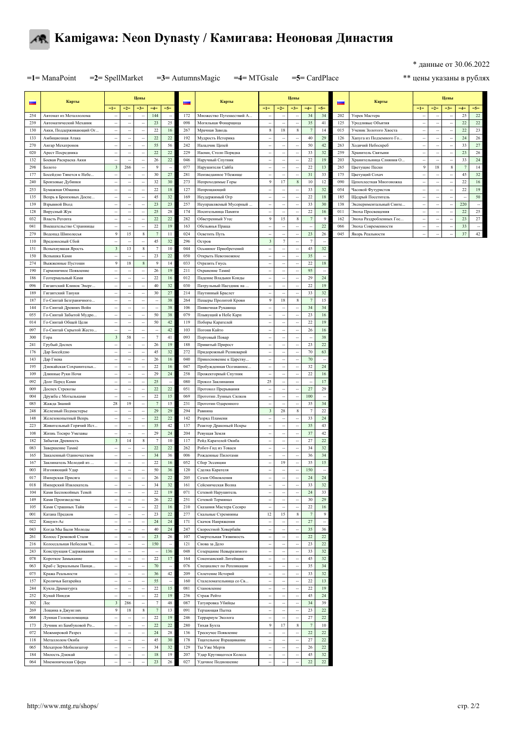# Kamigawa: Neon Dynasty / Камигава: Неоновая Династия

\* данные от 30.06.2022

**=1=** ManaPoint **=2=** SpellMarket **=3=** AutumnsMagic **=4=** MTGsale **=5=** CardPlace

\*\* цены указаны в рублях

| № | Карты | =1= | =2= | =3= | =4= | =5= |
|---|---|---|---|---|---|---|
| 254 | Автомат из Металлолома | -- | -- | -- | 144 | -- |
| 239 | Автоматический Механик | -- | -- | -- | 23 | 25 |
| 130 | Акки, Поддерживающий Ог... | -- | -- | -- | 22 | 16 |
| 133 | Амбициозная Атака | -- | -- | -- | 22 | 22 |
| 270 | Ангар Мехатронов | -- | -- | -- | 55 | 56 |
| 020 | Арест Посредника | -- | -- | -- | 22 | 22 |
| 132 | Боевая Раскраска Акки | -- | -- | -- | 26 | 22 |
| 298 | Болото | 3 | 266 | -- | 9 | -- |
| 177 | Босейдзю Тянется к Небе... | -- | -- | -- | 30 | 27 |
| 240 | Бронзовые Дубинки | -- | -- | -- | 32 | 30 |
| 253 | Бумажная Обманка | -- | -- | -- | 22 | 18 |
| 135 | Вепрь в Бронзовых Доспе... | -- | -- | -- | 45 | 32 |
| 139 | Взрывной Вход | -- | -- | -- | 23 | 23 |
| 128 | Вирусный Жук | -- | -- | -- | 25 | 28 |
| 032 | Власть Регента | -- | -- | -- | 22 | 22 |
| 041 | Вмешательство Странницы | -- | -- | -- | 22 | 19 |
| 279 | Водопад Шиполесья | 9 | 15 | 8 | 7 | 11 |
| 110 | Вредоносный Сбой | -- | -- | -- | 45 | 32 |
| 151 | Вспыхнувшая Ярость | 3 | 13 | 8 | 7 | 10 |
| 150 | Вспышка Ками | -- | -- | -- | 23 | 22 |
| 274 | Выжженные Пустоши | 9 | 18 | 8 | 9 | 14 |
| 190 | Гармоничное Появление | -- | -- | -- | 26 | 19 |
| 186 | Геотермальный Ками | -- | -- | -- | 22 | 16 |
| 096 | Гигантский Клинок Энерг... | -- | -- | -- | 40 | 32 |
| 189 | Гигантский Тануки | -- | -- | -- | 30 | 27 |
| 187 | Го-Синтай Безграничного... | -- | -- | -- | -- | 38 |
| 144 | Го-Синтай Древних Войн | -- | -- | -- | -- | 38 |
| 055 | Го-Синтай Забытой Мудро... | -- | -- | -- | 50 | 38 |
| 014 | Го-Синтай Общей Цели | -- | -- | -- | 50 | 42 |
| 097 | Го-Синтай Скрытой Жесто... | -- | -- | -- | -- | 42 |
| 300 | Гора | 3 | 58 | -- | 7 | 41 |
| 241 | Грубый Доспех | -- | -- | -- | 26 | 19 |
| 176 | Дар Босейдзю | -- | -- | -- | 45 | 32 |
| 143 | Дар Гнева | -- | -- | -- | 26 | 16 |
| 195 | Дзюкайская Сохранительн... | -- | -- | -- | 22 | 16 |
| 109 | Длинные Руки Ночи | -- | -- | -- | 29 | 24 |
| 092 | Долг Перед Ками | -- | -- | -- | 25 | -- |
| 009 | Доспех Стрекозы | -- | -- | -- | 22 | 22 |
| 004 | Дружба с Мотыльками | -- | -- | -- | 22 | 15 |
| 085 | Жажда Знаний | 28 | 19 | -- | 7 | 15 |
| 248 | Железный Подмастерье | -- | -- | -- | 29 | 29 |
| 148 | Железокопытный Вепрь | -- | -- | -- | 22 | 22 |
| 223 | Живительный Горячий Ист... | -- | -- | -- | 35 | 42 |
| 108 | Жизнь Тосиро Умезавы | -- | -- | -- | 29 | 24 |
| 182 | Забытая Древность | 3 | 14 | 8 | 7 | 10 |
| 083 | Завершение Тамиё | -- | -- | -- | 22 | 22 |
| 165 | Закаленный Одиночеством | -- | -- | -- | 34 | 36 |
| 167 | Заклинатель Мелодий из ... | -- | -- | -- | 22 | 16 |
| 003 | Изгоняющий Удар | -- | -- | -- | 50 | 36 |
| 017 | Имперская Присяга | -- | -- | -- | 26 | 22 |
| 018 | Имперский Извлекатель | -- | -- | -- | 34 | 32 |
| 104 | Ками Беспокойных Теней | -- | -- | -- | 22 | 19 |
| 149 | Ками Производства | -- | -- | -- | 26 | 22 |
| 105 | Ками Страшных Тайн | -- | -- | -- | 22 | 16 |
| 001 | Катана Предков | -- | -- | -- | 23 | 22 |
| 022 | Кицунэ-Ас | -- | -- | -- | 24 | 24 |
| 043 | Когда Мы Были Молоды | -- | -- | -- | 40 | 24 |
| 261 | Колосс Громовой Стали | -- | -- | -- | 23 | 26 |
| 216 | Колоссальная Небесная Ч... | -- | -- | -- | 150 | -- |
| 243 | Конструкция Сдерживания | -- | -- | -- | -- | 136 |
| 078 | Короткое Замыкание | -- | -- | -- | 22 | 17 |
| 063 | Краб с Зеркальным Панци... | -- | -- | -- | 70 | -- |
| 075 | Кража Реальности | -- | -- | -- | 36 | 42 |
| 157 | Кроличья Батарейка | -- | -- | -- | 55 | -- |
| 244 | Кукла Драматурга | -- | -- | -- | 22 | 15 |
| 252 | Кунай Ниндзя | -- | -- | -- | 22 | 19 |
| 302 | Лес | 3 | 286 | -- | 7 | 48 |
| 269 | Лощина в Джунглях | 9 | 18 | 8 | 7 | 13 |
| 068 | Лунная Головоломщица | -- | -- | -- | 22 | 19 |
| 173 | Лучник из Бамбуковой Ро... | -- | -- | -- | 22 | 22 |
| 072 | Межмировой Разрез | -- | -- | -- | 24 | 28 |
| 118 | Металлолом Окиба | -- | -- | -- | 45 | 30 |
| 065 | Мехатрон-Мобилизатор | -- | -- | -- | 34 | 32 |
| 184 | Милость Дзюкай | -- | -- | -- | 18 | 19 |
| 064 | Мнемоническая Сфера | -- | -- | -- | 23 | 26 |
| 172 | Множество Путешествий А... | -- | -- | -- | 34 | 34 |
| 098 | Могильная Фонарщица | -- | -- | -- | 35 | 41 |
| 267 | Мрачная Заводь | 8 | 18 | 8 | 7 | 14 |
| 192 | Мудрость Историка | -- | -- | -- | 40 | 29 |
| 242 | Наладчик Цепей | -- | -- | -- | 50 | 42 |
| 229 | Наоми, Столп Порядка | -- | -- | -- | 33 | 32 |
| 046 | Наручный Спутник | -- | -- | -- | 22 | 19 |
| 077 | Нарушители Сайба | -- | -- | -- | 22 | 13 |
| 281 | Неизведанное Убежище | -- | -- | -- | 31 | 33 |
| 273 | Непроходимые Горы | 9 | 17 | 8 | 10 | 12 |
| 127 | Непрощающий | -- | -- | -- | 33 | 32 |
| 169 | Неудержимый Огр | -- | -- | -- | 22 | 18 |
| 257 | Неуправляемый Мусорный ... | -- | -- | -- | 33 | 30 |
| 174 | Носительница Памяти | -- | -- | -- | 22 | 16 |
| 282 | Обветренный Утес | 9 | 15 | 8 | 7 | 9 |
| 163 | Обезьянья Праща | -- | -- | -- | -- | 22 |
| 024 | Осветить Путь | -- | -- | -- | 23 | 26 |
| 296 | Остров | 3 | 7 | -- | 7 | -- |
| 044 | Осьминог Приобретений | -- | -- | -- | 45 | 32 |
| 050 | Открыть Невозможное | -- | -- | -- | 35 | -- |
| 033 | Отразить Гнусь | -- | -- | -- | 22 | 18 |
| 211 | Охранение Тамиё | -- | -- | -- | 95 | -- |
| 012 | Падение Владыки Конды | -- | -- | -- | 29 | 24 |
| 030 | Патрульный Наездник на ... | -- | -- | -- | 22 | 19 |
| 214 | Паутинный Браслет | -- | -- | -- | 33 | 32 |
| 264 | Пещеры Пролитой Крови | 9 | 18 | 8 | 7 | 15 |
| 106 | Пиявочная Рукавица | -- | -- | -- | 34 | 34 |
| 079 | Плывущий в Небе Карп | -- | -- | -- | 23 | 16 |
| 119 | Поборы Карателей | -- | -- | -- | 22 | 19 |
| 103 | Погоня Кайто | -- | -- | -- | 26 | 16 |
| 093 | Портовый Повар | -- | -- | -- | -- | 38 |
| 188 | Привитый Прирост | -- | -- | -- | 23 | 22 |
| 272 | Придорожный Реликварий | -- | -- | -- | 70 | 63 |
| 040 | Прикосновение к Царству... | -- | -- | -- | 70 | -- |
| 047 | Пробужденная Осознаннос... | -- | -- | -- | 32 | 24 |
| 258 | Прожекторный Спутник | -- | -- | -- | 22 | 16 |
| 080 | Прокол Заклинания | 25 | -- | -- | -- | 17 |
| 051 | Протокол Прерывания | -- | -- | -- | 27 | 29 |
| 069 | Прототип Лунных Силков | -- | -- | -- | 100 | -- |
| 231 | Прототип Одаренного | -- | -- | -- | 35 | 34 |
| 294 | Равнина | 3 | 28 | 8 | 7 | 22 |
| 142 | Разряд Пламени | -- | -- | -- | 33 | 24 |
| 137 | Реактор Драконьей Искры | -- | -- | -- | 35 | 43 |
| 204 | Ревущая Земля | -- | -- | -- | 37 | 42 |
| 117 | Рейд Карателей Окиба | -- | -- | -- | 27 | 22 |
| 262 | Робот-Гид из Товаси | -- | -- | -- | 34 | 32 |
| 006 | Рожденные Пилотами | -- | -- | -- | 36 | 34 |
| 052 | Сбор Эссенции | -- | 19 | -- | 35 | 15 |
| 120 | Сделка Карателя | -- | -- | -- | 150 | -- |
| 205 | Сезон Обновления | -- | -- | -- | 24 | 24 |
| 161 | Сейсмическая Волна | -- | -- | -- | 33 | 32 |
| 071 | Сетевой Нарушитель | -- | -- | -- | 24 | 33 |
| 251 | Сетевой Терминал | -- | -- | -- | 30 | 29 |
| 210 | Сказания Мастера Сесиро | -- | -- | -- | 22 | 16 |
| 277 | Скальные Стремнины | 12 | 15 | 8 | 7 | 9 |
| 171 | Скачок Напряжения | -- | -- | -- | 27 | -- |
| 247 | Скоростной Ховербайк | -- | -- | -- | 35 | 36 |
| 107 | Смертельная Уязвимость | -- | -- | -- | 22 | 22 |
| 121 | Снова за Дело | -- | -- | -- | 23 | 22 |
| 048 | Созерцание Невыразимого | -- | -- | -- | 33 | 32 |
| 164 | Сокензанский Литейщик | -- | -- | -- | 45 | 32 |
| 076 | Специалист по Репликации | -- | -- | -- | 35 | 34 |
| 209 | Сплетение Историй | -- | -- | -- | 33 | 32 |
| 160 | Сталеломательница со Св... | -- | -- | -- | 22 | 13 |
| 081 | Становление | -- | -- | -- | 22 | 19 |
| 256 | Страж Рейто | -- | -- | -- | 45 | 24 |
| 087 | Татуировка Убийцы | -- | -- | -- | 34 | 39 |
| 091 | Терзающая Пытка | -- | -- | -- | 23 | 22 |
| 246 | Террариум Эколога | -- | -- | -- | 27 | 22 |
| 280 | Тихая Бухта | 9 | 17 | 8 | 7 | 10 |
| 136 | Трескучее Появление | -- | -- | -- | 22 | 22 |
| 178 | Тщательное Взращивание | -- | -- | -- | 27 | 22 |
| 129 | Ты Уже Мертв | -- | -- | -- | 26 | 22 |
| 207 | Удар Крутящегося Колеса | -- | -- | -- | 45 | 32 |
| 027 | Удачное Подношение | -- | -- | -- | 22 | 22 |
| 202 | Упрек Мастера | -- | -- | -- | 25 | 22 |
| 125 | Уродливые Объятия | -- | -- | -- | 22 | 22 |
| 015 | Ученик Золотого Хвоста | -- | -- | -- | 22 | 23 |
| 126 | Хапуга из Подземного Го... | -- | -- | -- | 24 | 26 |
| 263 | Ходячий Небоскреб | -- | -- | -- | 33 | 27 |
| 259 | Хранитель Святыни | -- | -- | -- | 23 | 26 |
| 203 | Хранительница Слияния О... | -- | -- | -- | 33 | 24 |
| 265 | Цветущие Пески | 9 | 18 | 8 | 7 | 14 |
| 175 | Цветущий Сохач | -- | -- | -- | 45 | 32 |
| 090 | Цепохлестская Многоножка | -- | -- | -- | 22 | 16 |
| 054 | Часовой Футуристов | -- | -- | -- | 22 | 19 |
| 185 | Щедрый Посетитель | -- | -- | -- | -- | 50 |
| 138 | Экспериментальный Синте... | -- | -- | -- | 220 | -- |
| 011 | Эпоха Просвещения | -- | -- | -- | 22 | 25 |
| 162 | Эпоха Раздробленных Гос... | -- | -- | -- | 23 | 27 |
| 066 | Эпоха Современности | -- | -- | -- | 33 | -- |
| 045 | Якорь Реальности | -- | -- | -- | 37 | 42 |

http://www.mtg.ru/shops/